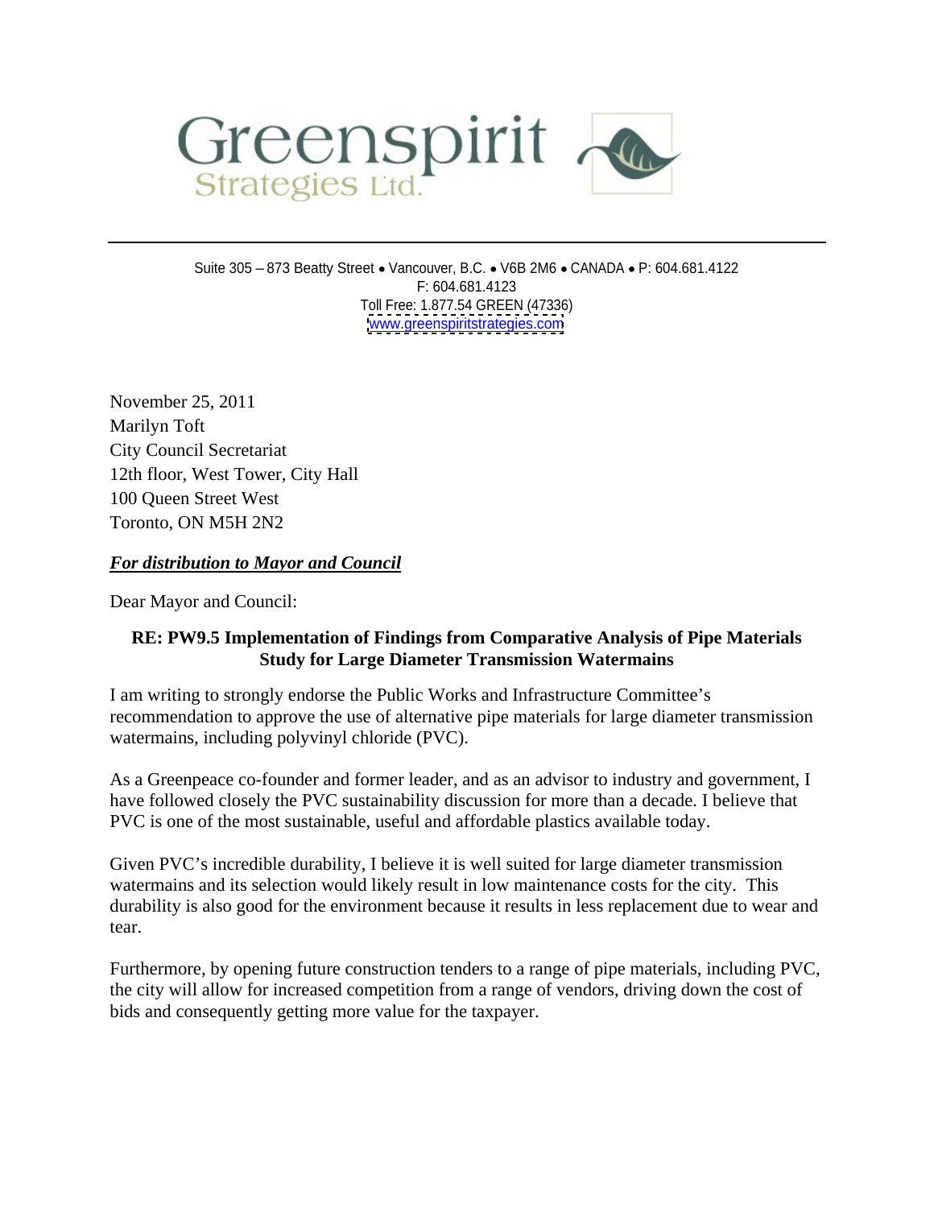Greenspirit Strategies Ltd.

Suite 305 – 873 Beatty Street • Vancouver, B.C. • V6B 2M6 • CANADA • P: 604.681.4122
F: 604.681.4123
Toll Free: 1.877.54 GREEN (47336)
www.greenspiritstrategies.com

November 25, 2011
Marilyn Toft
City Council Secretariat
12th floor, West Tower, City Hall
100 Queen Street West
Toronto, ON M5H 2N2

***For distribution to Mayor and Council***

Dear Mayor and Council:

**RE: PW9.5 Implementation of Findings from Comparative Analysis of Pipe Materials Study for Large Diameter Transmission Watermains**

I am writing to strongly endorse the Public Works and Infrastructure Committee's recommendation to approve the use of alternative pipe materials for large diameter transmission watermains, including polyvinyl chloride (PVC).

As a Greenpeace co-founder and former leader, and as an advisor to industry and government, I have followed closely the PVC sustainability discussion for more than a decade. I believe that PVC is one of the most sustainable, useful and affordable plastics available today.

Given PVC's incredible durability, I believe it is well suited for large diameter transmission watermains and its selection would likely result in low maintenance costs for the city. This durability is also good for the environment because it results in less replacement due to wear and tear.

Furthermore, by opening future construction tenders to a range of pipe materials, including PVC, the city will allow for increased competition from a range of vendors, driving down the cost of bids and consequently getting more value for the taxpayer.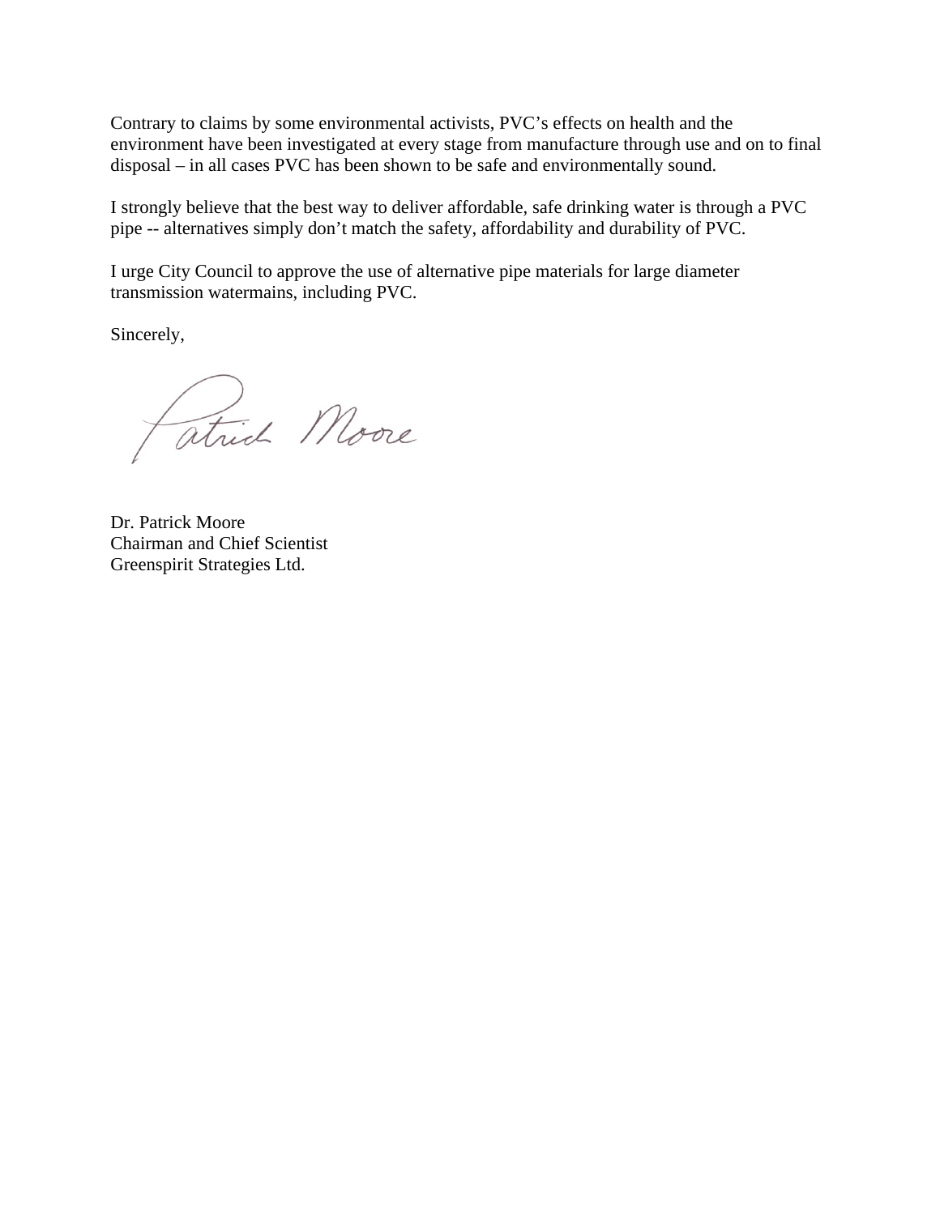Contrary to claims by some environmental activists, PVC's effects on health and the environment have been investigated at every stage from manufacture through use and on to final disposal – in all cases PVC has been shown to be safe and environmentally sound.

I strongly believe that the best way to deliver affordable, safe drinking water is through a PVC pipe -- alternatives simply don't match the safety, affordability and durability of PVC.

I urge City Council to approve the use of alternative pipe materials for large diameter transmission watermains, including PVC.

Sincerely,

Patrick Moore

Dr. Patrick Moore
Chairman and Chief Scientist
Greenspirit Strategies Ltd.